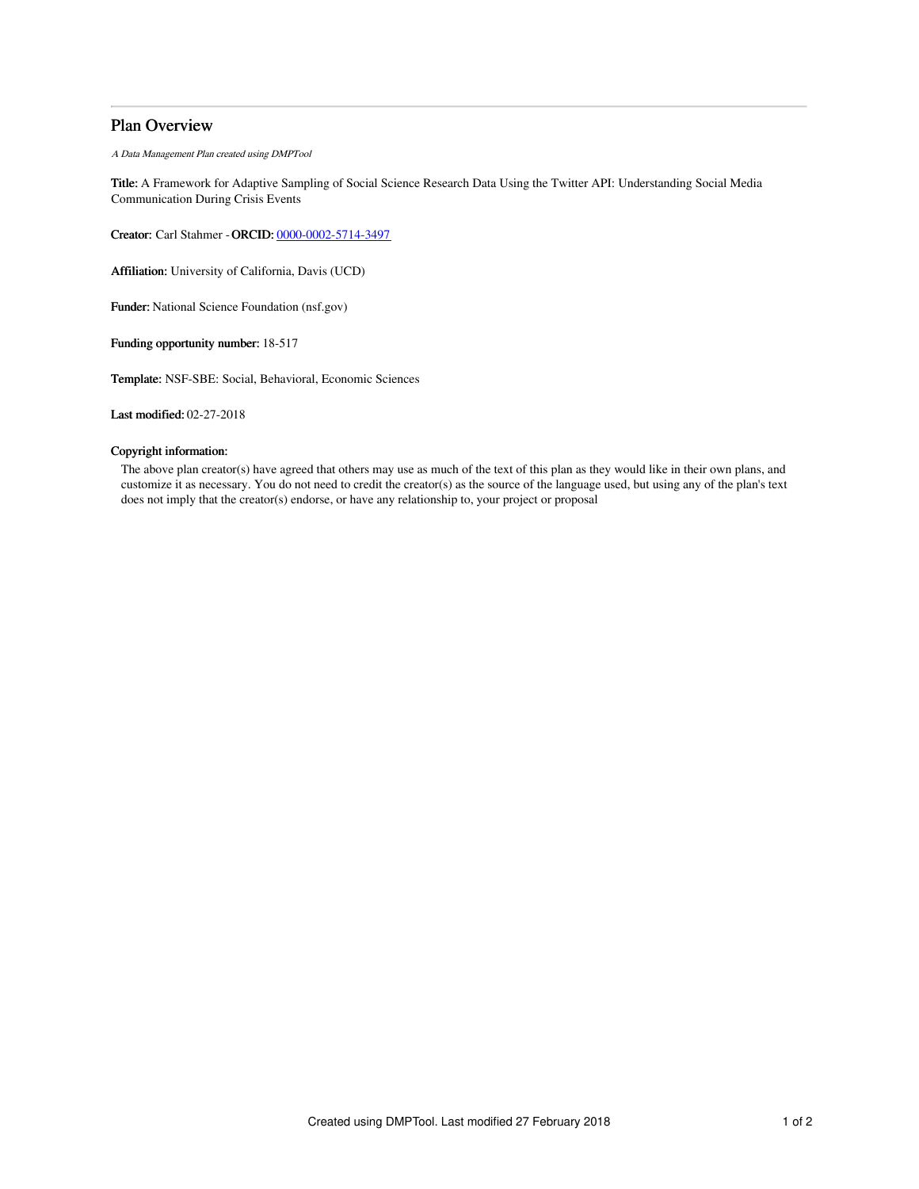# Plan Overview

*A Data Management Plan created using DMPTool*

**Title:** A Framework for Adaptive Sampling of Social Science Research Data Using the Twitter API: Understanding Social Media Communication During Crisis Events

**Creator:** Carl Stahmer - **ORCID:** [0000-0002-5714-3497](0000-0002-5714-3497)

**Affiliation:** University of California, Davis (UCD)

**Funder:** National Science Foundation (nsf.gov)

**Funding opportunity number:** 18-517

**Template:** NSF-SBE: Social, Behavioral, Economic Sciences

**Last modified:** 02-27-2018

**Copyright information:**

The above plan creator(s) have agreed that others may use as much of the text of this plan as they would like in their own plans, and customize it as necessary. You do not need to credit the creator(s) as the source of the language used, but using any of the plan's text does not imply that the creator(s) endorse, or have any relationship to, your project or proposal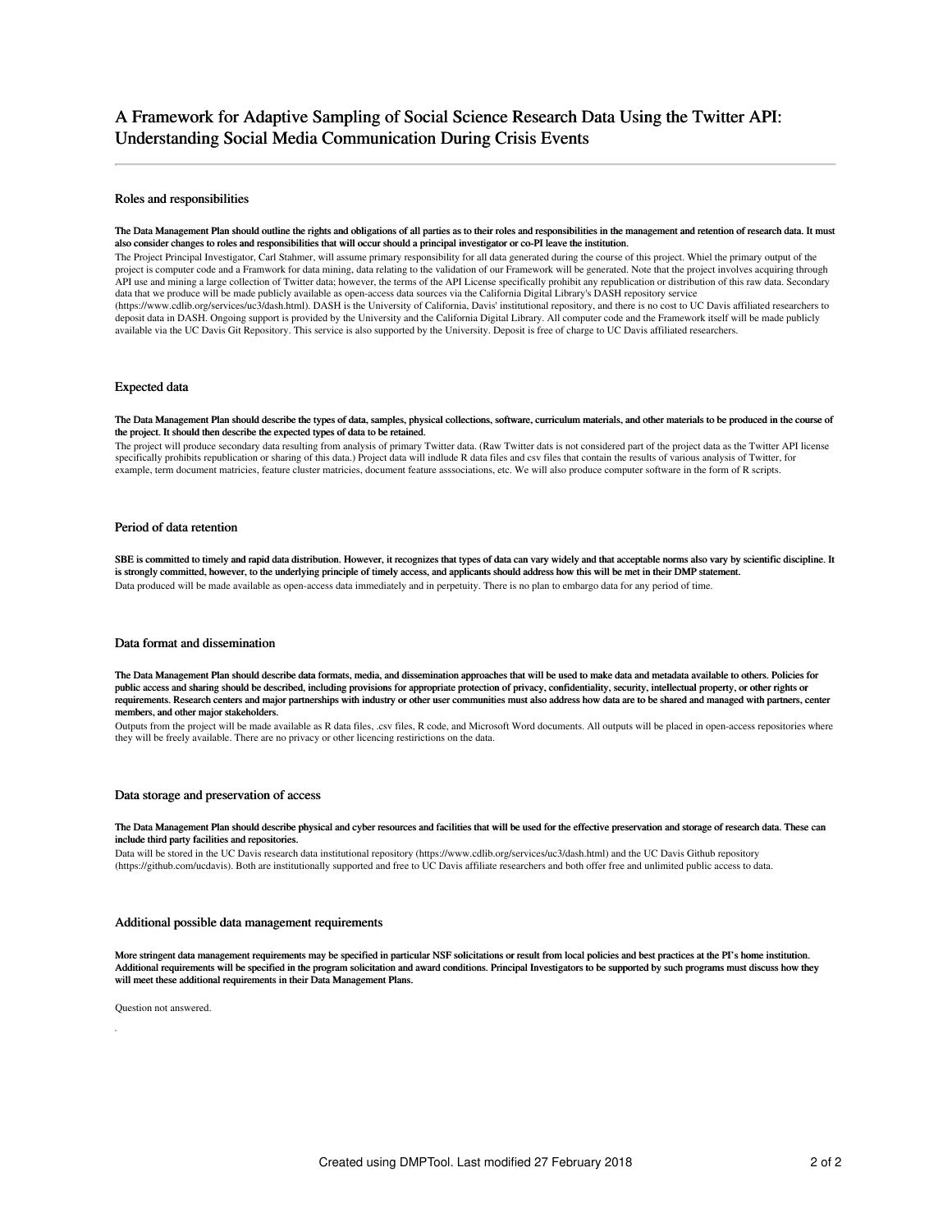# A Framework for Adaptive Sampling of Social Science Research Data Using the Twitter API: Understanding Social Media Communication During Crisis Events

## Roles and responsibilities

**The Data Management Plan should outline the rights and obligations of all parties as to their roles and responsibilities in the management and retention of research data. It must also consider changes to roles and responsibilities that will occur should a principal investigator or co-PI leave the institution.**

The Project Principal Investigator, Carl Stahmer, will assume primary responsibility for all data generated during the course of this project. Whiel the primary output of the project is computer code and a Framwork for data mining, data relating to the validation of our Framework will be generated. Note that the project involves acquiring through API use and mining a large collection of Twitter data; however, the terms of the API License specifically prohibit any republication or distribution of this raw data. Secondary data that we produce will be made publicly available as open-access data sources via the California Digital Library's DASH repository service (https://www.cdlib.org/services/uc3/dash.html). DASH is the University of California, Davis' institutional repository, and there is no cost to UC Davis affiliated researchers to deposit data in DASH. Ongoing support is provided by the University and the California Digital Library. All computer code and the Framework itself will be made publicly available via the UC Davis Git Repository. This service is also supported by the University. Deposit is free of charge to UC Davis affiliated researchers.

## Expected data

**The Data Management Plan should describe the types of data, samples, physical collections, software, curriculum materials, and other materials to be produced in the course of the project. It should then describe the expected types of data to be retained.**

The project will produce secondary data resulting from analysis of primary Twitter data. (Raw Twitter dats is not considered part of the project data as the Twitter API license specifically prohibits republication or sharing of this data.) Project data will indlude R data files and csv files that contain the results of various analysis of Twitter, for example, term document matricies, feature cluster matricies, document feature asssociations, etc. We will also produce computer software in the form of R scripts.

## Period of data retention

**SBE is committed to timely and rapid data distribution. However, it recognizes that types of data can vary widely and that acceptable norms also vary by scientific discipline. It is strongly committed, however, to the underlying principle of timely access, and applicants should address how this will be met in their DMP statement.**

Data produced will be made available as open-access data immediately and in perpetuity. There is no plan to embargo data for any period of time.

## Data format and dissemination

**The Data Management Plan should describe data formats, media, and dissemination approaches that will be used to make data and metadata available to others. Policies for public access and sharing should be described, including provisions for appropriate protection of privacy, confidentiality, security, intellectual property, or other rights or requirements. Research centers and major partnerships with industry or other user communities must also address how data are to be shared and managed with partners, center members, and other major stakeholders.**

Outputs from the project will be made available as R data files, .csv files, R code, and Microsoft Word documents. All outputs will be placed in open-access repositories where they will be freely available. There are no privacy or other licencing restirictions on the data.

## Data storage and preservation of access

**The Data Management Plan should describe physical and cyber resources and facilities that will be used for the effective preservation and storage of research data. These can include third party facilities and repositories.**

Data will be stored in the UC Davis research data institutional repository (https://www.cdlib.org/services/uc3/dash.html) and the UC Davis Github repository (https://github.com/ucdavis). Both are institutionally supported and free to UC Davis affiliate researchers and both offer free and unlimited public access to data.

## Additional possible data management requirements

**More stringent data management requirements may be specified in particular NSF solicitations or result from local policies and best practices at the PI's home institution. Additional requirements will be specified in the program solicitation and award conditions. Principal Investigators to be supported by such programs must discuss how they will meet these additional requirements in their Data Management Plans.**

Question not answered.

Created using DMPTool. Last modified 27 February 2018